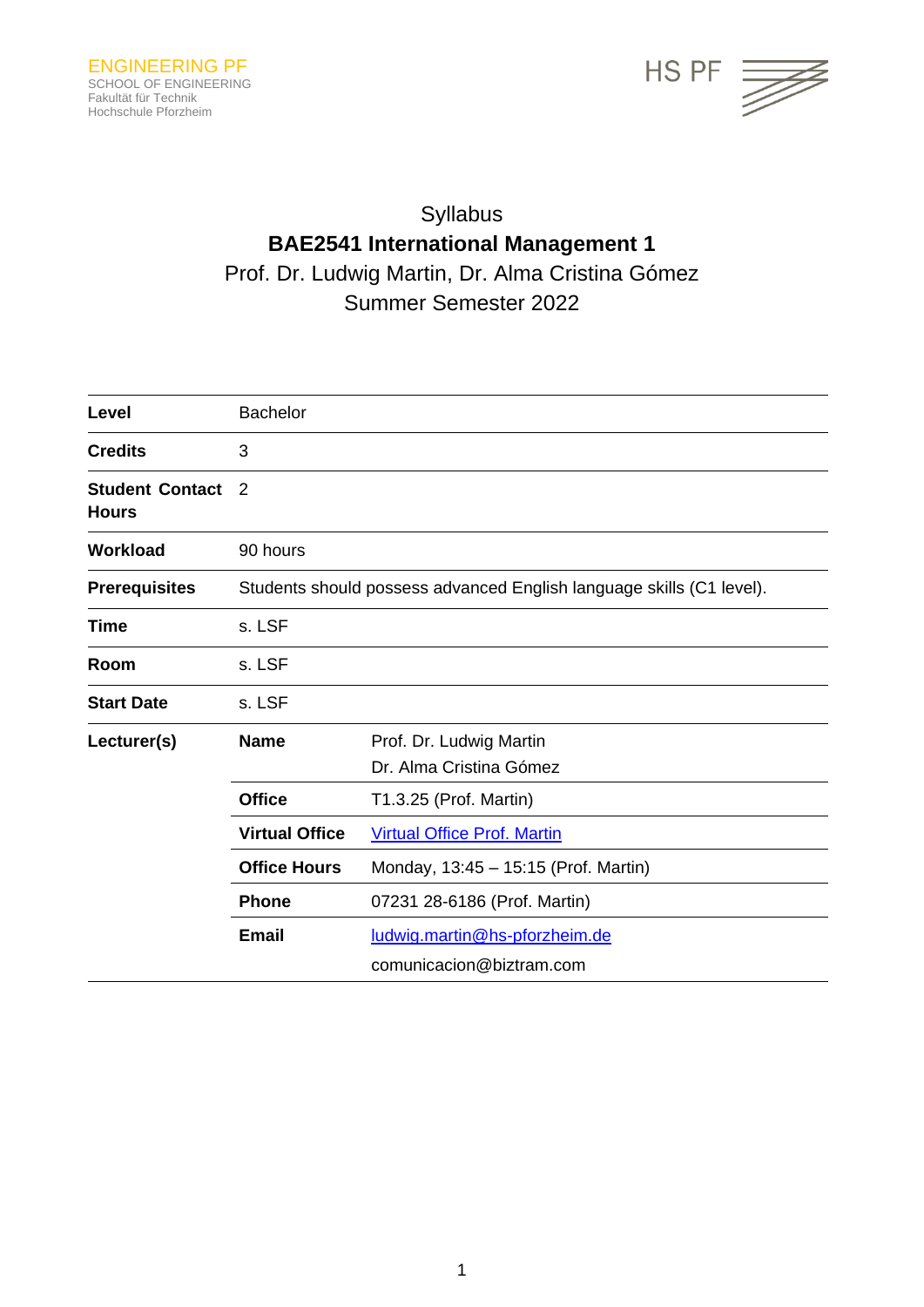ENGINEERING PF
SCHOOL OF ENGINEERING
Fakultät für Technik
Hochschule Pforzheim

HS PF

# Syllabus
## BAE2541 International Management 1
Prof. Dr. Ludwig Martin, Dr. Alma Cristina Gómez
Summer Semester 2022

| | | |
|---|---|---|
| **Level** | Bachelor | |
| **Credits** | 3 | |
| **Student Contact Hours** | 2 | |
| **Workload** | 90 hours | |
| **Prerequisites** | Students should possess advanced English language skills (C1 level). | |
| **Time** | s. LSF | |
| **Room** | s. LSF | |
| **Start Date** | s. LSF | |
| **Lecturer(s)** | **Name** | Prof. Dr. Ludwig Martin<br>Dr. Alma Cristina Gómez |
| | **Office** | T1.3.25 (Prof. Martin) |
| | **Virtual Office** | Virtual Office Prof. Martin |
| | **Office Hours** | Monday, 13:45 – 15:15 (Prof. Martin) |
| | **Phone** | 07231 28-6186 (Prof. Martin) |
| | **Email** | ludwig.martin@hs-pforzheim.de<br>comunicacion@biztram.com |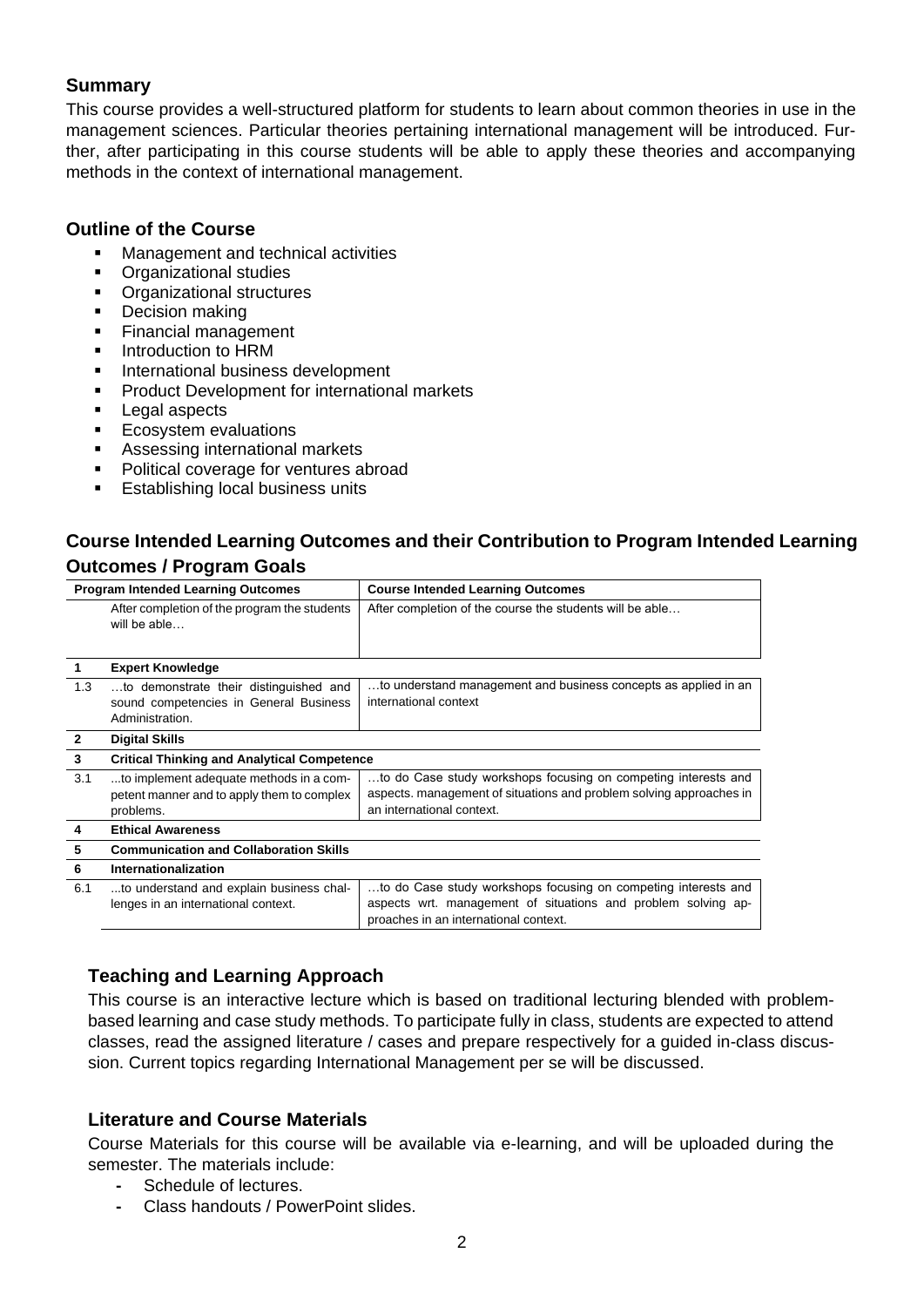## Summary

This course provides a well-structured platform for students to learn about common theories in use in the management sciences. Particular theories pertaining international management will be introduced. Further, after participating in this course students will be able to apply these theories and accompanying methods in the context of international management.

## Outline of the Course

- Management and technical activities
- Organizational studies
- Organizational structures
- Decision making
- Financial management
- Introduction to HRM
- International business development
- Product Development for international markets
- Legal aspects
- Ecosystem evaluations
- Assessing international markets
- Political coverage for ventures abroad
- Establishing local business units

## Course Intended Learning Outcomes and their Contribution to Program Intended Learning Outcomes / Program Goals

| Program Intended Learning Outcomes | | Course Intended Learning Outcomes |
|---|---|---|
| | After completion of the program the students will be able… | After completion of the course the students will be able… |
| **1** | **Expert Knowledge** | |
| 1.3 | …to demonstrate their distinguished and sound competencies in General Business Administration. | …to understand management and business concepts as applied in an international context |
| **2** | **Digital Skills** | |
| **3** | **Critical Thinking and Analytical Competence** | |
| 3.1 | ...to implement adequate methods in a competent manner and to apply them to complex problems. | …to do Case study workshops focusing on competing interests and aspects. management of situations and problem solving approaches in an international context. |
| **4** | **Ethical Awareness** | |
| **5** | **Communication and Collaboration Skills** | |
| **6** | **Internationalization** | |
| 6.1 | ...to understand and explain business challenges in an international context. | …to do Case study workshops focusing on competing interests and aspects wrt. management of situations and problem solving approaches in an international context. |

## Teaching and Learning Approach

This course is an interactive lecture which is based on traditional lecturing blended with problem-based learning and case study methods. To participate fully in class, students are expected to attend classes, read the assigned literature / cases and prepare respectively for a guided in-class discussion. Current topics regarding International Management per se will be discussed.

## Literature and Course Materials

Course Materials for this course will be available via e-learning, and will be uploaded during the semester. The materials include:

- Schedule of lectures.
- Class handouts / PowerPoint slides.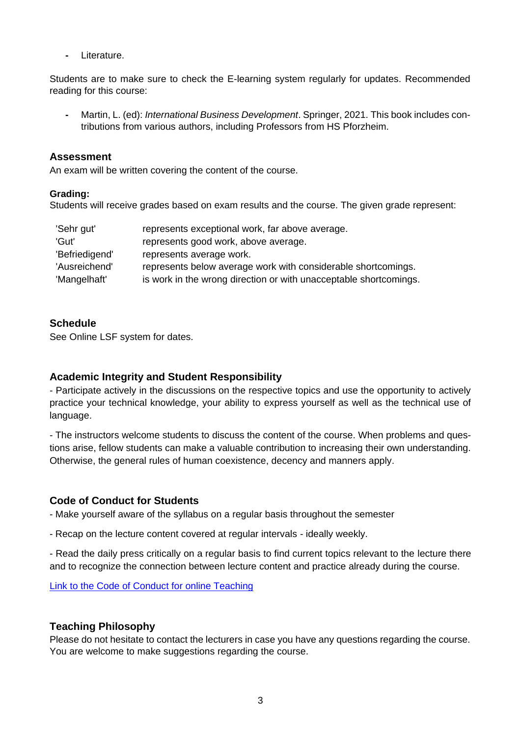- Literature.

Students are to make sure to check the E-learning system regularly for updates. Recommended reading for this course:

- Martin, L. (ed): *International Business Development*. Springer, 2021. This book includes contributions from various authors, including Professors from HS Pforzheim.

## Assessment

An exam will be written covering the content of the course.

**Grading:**
Students will receive grades based on exam results and the course. The given grade represent:

| | |
|---|---|
| 'Sehr gut' | represents exceptional work, far above average. |
| 'Gut' | represents good work, above average. |
| 'Befriedigend' | represents average work. |
| 'Ausreichend' | represents below average work with considerable shortcomings. |
| 'Mangelhaft' | is work in the wrong direction or with unacceptable shortcomings. |

## Schedule

See Online LSF system for dates.

## Academic Integrity and Student Responsibility

- Participate actively in the discussions on the respective topics and use the opportunity to actively practice your technical knowledge, your ability to express yourself as well as the technical use of language.

- The instructors welcome students to discuss the content of the course. When problems and questions arise, fellow students can make a valuable contribution to increasing their own understanding. Otherwise, the general rules of human coexistence, decency and manners apply.

## Code of Conduct for Students

- Make yourself aware of the syllabus on a regular basis throughout the semester

- Recap on the lecture content covered at regular intervals - ideally weekly.

- Read the daily press critically on a regular basis to find current topics relevant to the lecture there and to recognize the connection between lecture content and practice already during the course.

Link to the Code of Conduct for online Teaching

## Teaching Philosophy

Please do not hesitate to contact the lecturers in case you have any questions regarding the course. You are welcome to make suggestions regarding the course.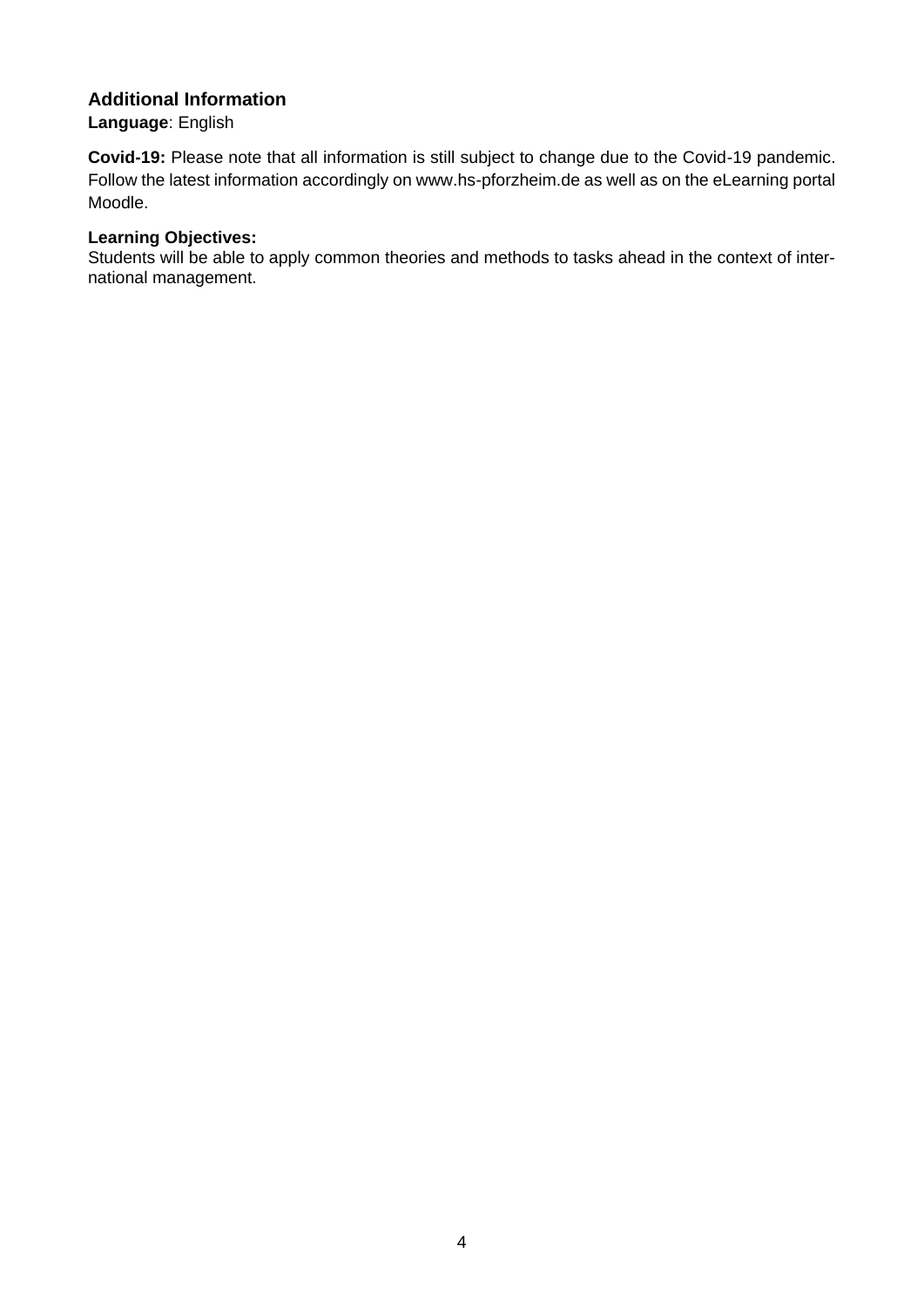## Additional Information

**Language**: English

**Covid-19:** Please note that all information is still subject to change due to the Covid-19 pandemic. Follow the latest information accordingly on www.hs-pforzheim.de as well as on the eLearning portal Moodle.

**Learning Objectives:**
Students will be able to apply common theories and methods to tasks ahead in the context of international management.